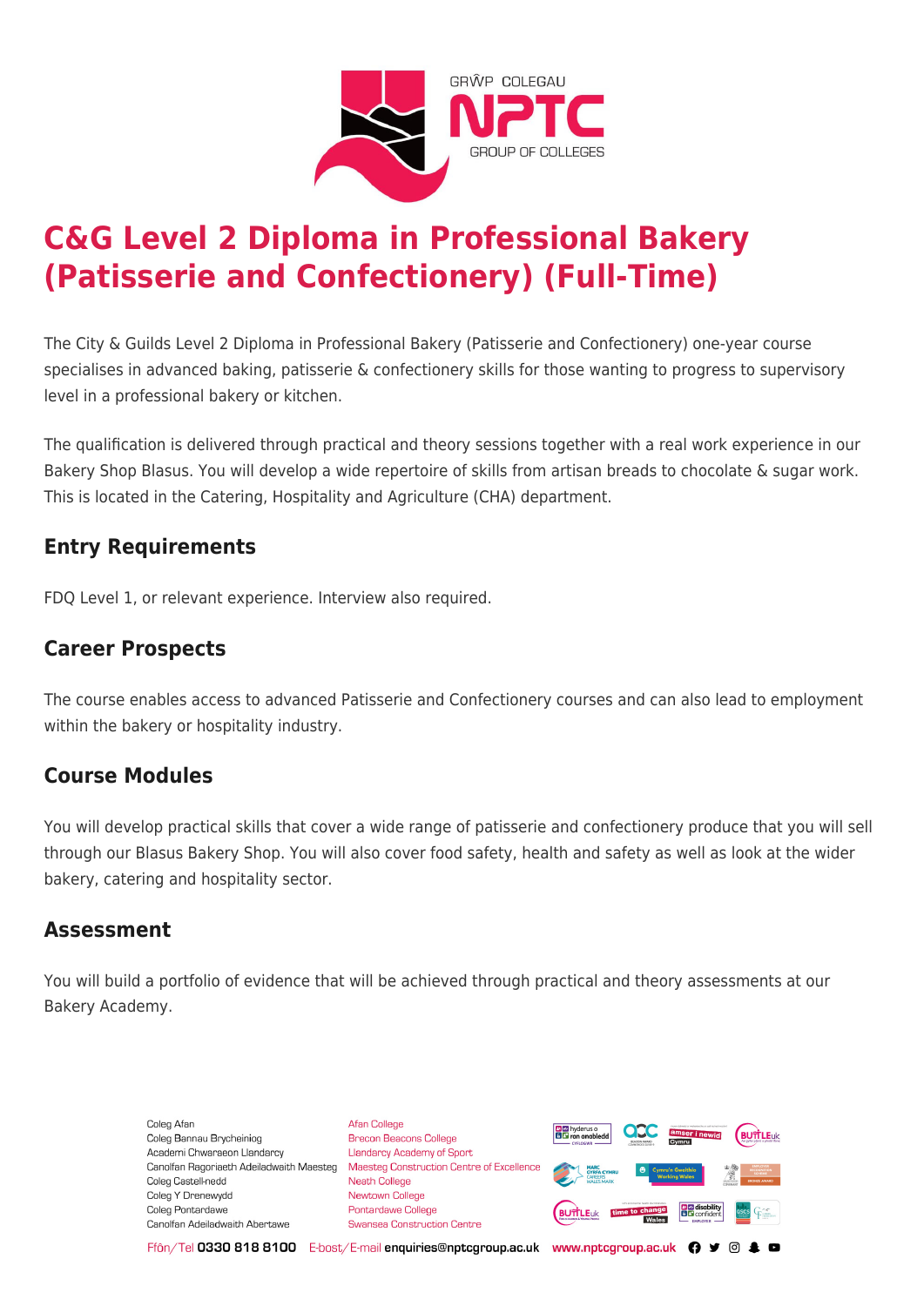# C&G Level 2 Diploma in Professional Bakery (Patisserie and Confectionery) (Full-Time)

The City & Guilds Level 2 Diploma in Professional Bakery (Patisserie and Confectionery) one-year course specialises in advanced baking, patisserie & confectionery skills for those wanting to progress to supervisory level in a professional bakery or kitchen.

The qualification is delivered through practical and theory sessions together with a real work experience in our Bakery Shop Blasus. You will develop a wide repertoire of skills from artisan breads to chocolate & sugar work. This is located in the Catering, Hospitality and Agriculture (CHA) department.

## Entry Requirements

FDQ Level 1, or relevant experience. Interview also required.

## Career Prospects

The course enables access to advanced Patisserie and Confectionery courses and can also lead to employment within the bakery or hospitality industry.

## Course Modules

You will develop practical skills that cover a wide range of patisserie and confectionery produce that you will sell through our Blasus Bakery Shop. You will also cover food safety, health and safety as well as look at the wider bakery, catering and hospitality sector.

## Assessment

You will build a portfolio of evidence that will be achieved through practical and theory assessments at our Bakery Academy.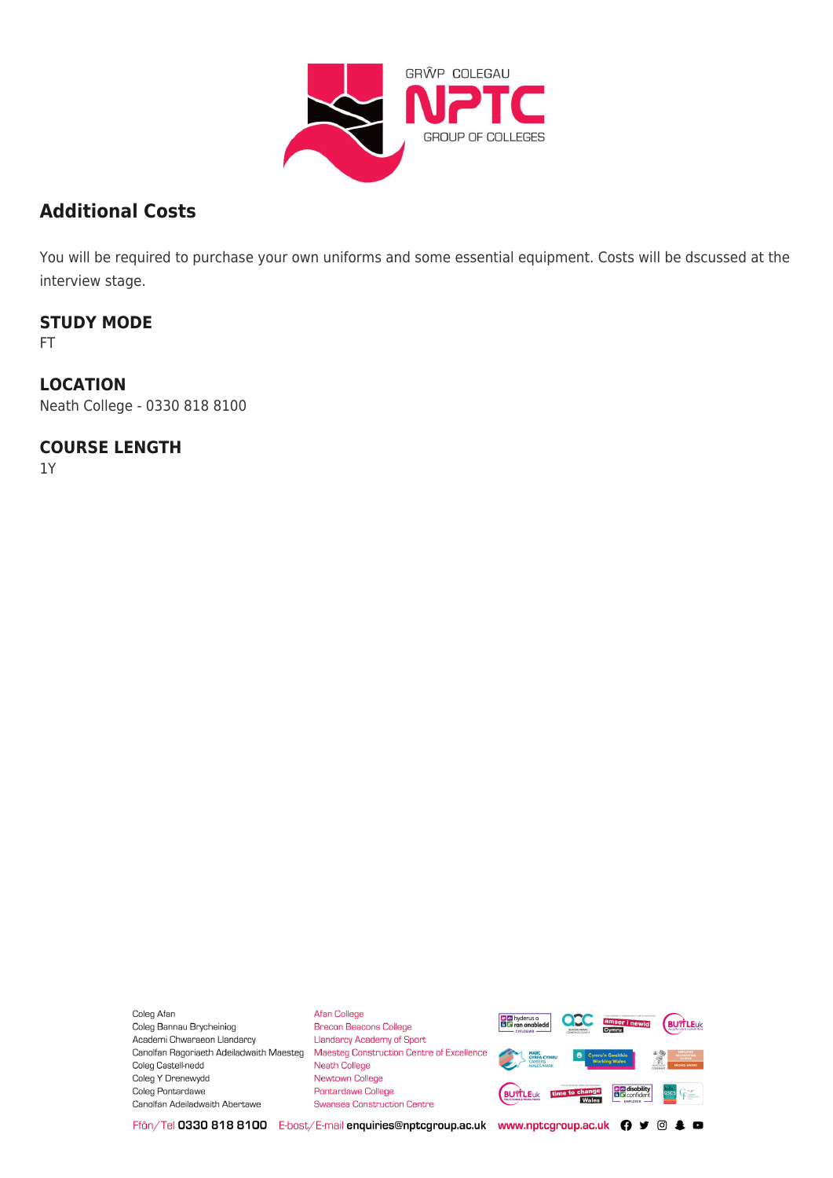## Additional Costs

You will be required to purchase your own uniforms and some essential equipment. Costs will be dscussed at the interview stage.

### STUDY MODE

FT

### LOCATION

Neath College - 0330 818 8100

### COURSE LENGTH

1Y